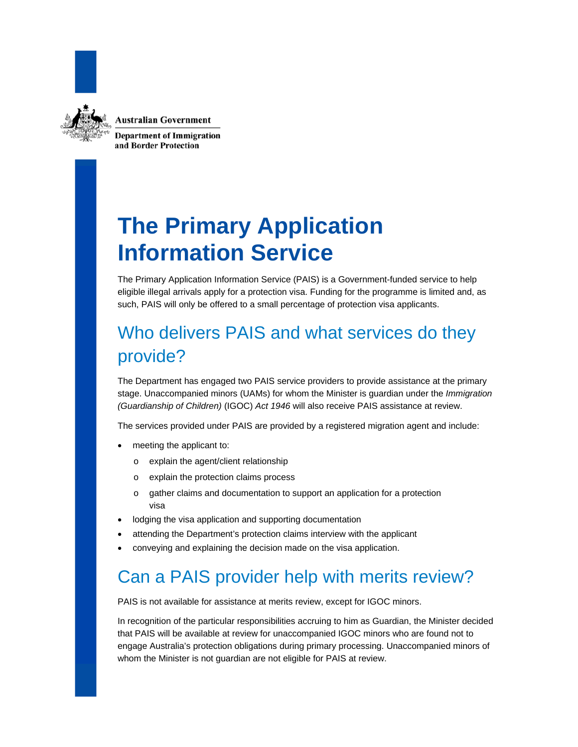Australian Government

Department of Immigration and Border Protection

# The Primary Application Information Service

The Primary Application Information Service (PAIS) is a Government-funded service to help eligible illegal arrivals apply for a protection visa. Funding for the programme is limited and, as such, PAIS will only be offered to a small percentage of protection visa applicants.

## Who delivers PAIS and what services do they provide?

The Department has engaged two PAIS service providers to provide assistance at the primary stage. Unaccompanied minors (UAMs) for whom the Minister is guardian under the *Immigration (Guardianship of Children)* (IGOC) *Act 1946* will also receive PAIS assistance at review.

The services provided under PAIS are provided by a registered migration agent and include:

- meeting the applicant to:
  - explain the agent/client relationship
  - explain the protection claims process
  - gather claims and documentation to support an application for a protection visa
- lodging the visa application and supporting documentation
- attending the Department's protection claims interview with the applicant
- conveying and explaining the decision made on the visa application.

## Can a PAIS provider help with merits review?

PAIS is not available for assistance at merits review, except for IGOC minors.

In recognition of the particular responsibilities accruing to him as Guardian, the Minister decided that PAIS will be available at review for unaccompanied IGOC minors who are found not to engage Australia's protection obligations during primary processing. Unaccompanied minors of whom the Minister is not guardian are not eligible for PAIS at review.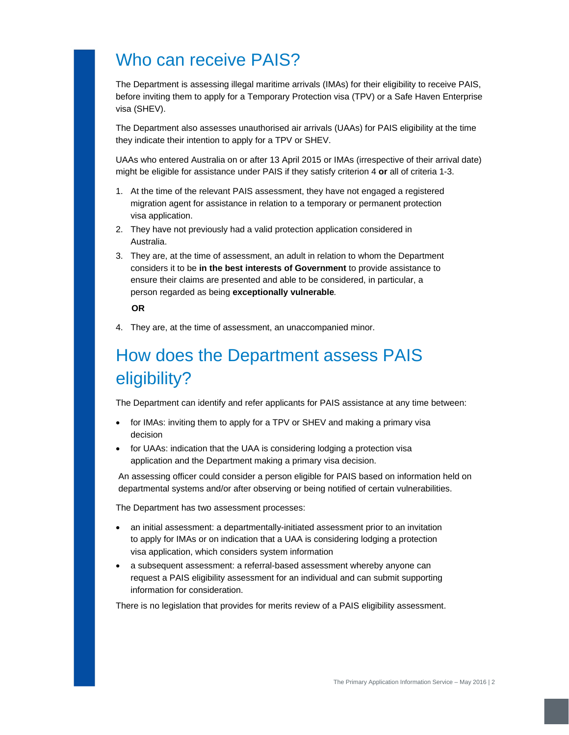## Who can receive PAIS?

The Department is assessing illegal maritime arrivals (IMAs) for their eligibility to receive PAIS, before inviting them to apply for a Temporary Protection visa (TPV) or a Safe Haven Enterprise visa (SHEV).

The Department also assesses unauthorised air arrivals (UAAs) for PAIS eligibility at the time they indicate their intention to apply for a TPV or SHEV.

UAAs who entered Australia on or after 13 April 2015 or IMAs (irrespective of their arrival date) might be eligible for assistance under PAIS if they satisfy criterion 4 **or** all of criteria 1-3.

1. At the time of the relevant PAIS assessment, they have not engaged a registered migration agent for assistance in relation to a temporary or permanent protection visa application.
2. They have not previously had a valid protection application considered in Australia.
3. They are, at the time of assessment, an adult in relation to whom the Department considers it to be **in the best interests of Government** to provide assistance to ensure their claims are presented and able to be considered, in particular, a person regarded as being **exceptionally vulnerable**.

   **OR**

4. They are, at the time of assessment, an unaccompanied minor.

## How does the Department assess PAIS eligibility?

The Department can identify and refer applicants for PAIS assistance at any time between:

- for IMAs: inviting them to apply for a TPV or SHEV and making a primary visa decision
- for UAAs: indication that the UAA is considering lodging a protection visa application and the Department making a primary visa decision.

An assessing officer could consider a person eligible for PAIS based on information held on departmental systems and/or after observing or being notified of certain vulnerabilities.

The Department has two assessment processes:

- an initial assessment: a departmentally-initiated assessment prior to an invitation to apply for IMAs or on indication that a UAA is considering lodging a protection visa application, which considers system information
- a subsequent assessment: a referral-based assessment whereby anyone can request a PAIS eligibility assessment for an individual and can submit supporting information for consideration.

There is no legislation that provides for merits review of a PAIS eligibility assessment.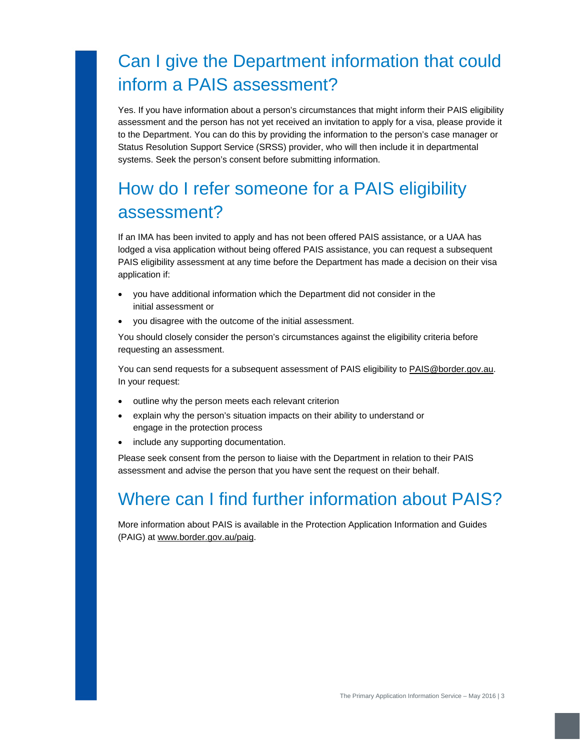## Can I give the Department information that could inform a PAIS assessment?

Yes. If you have information about a person's circumstances that might inform their PAIS eligibility assessment and the person has not yet received an invitation to apply for a visa, please provide it to the Department. You can do this by providing the information to the person's case manager or Status Resolution Support Service (SRSS) provider, who will then include it in departmental systems. Seek the person's consent before submitting information.

## How do I refer someone for a PAIS eligibility assessment?

If an IMA has been invited to apply and has not been offered PAIS assistance, or a UAA has lodged a visa application without being offered PAIS assistance, you can request a subsequent PAIS eligibility assessment at any time before the Department has made a decision on their visa application if:

- you have additional information which the Department did not consider in the initial assessment or
- you disagree with the outcome of the initial assessment.

You should closely consider the person's circumstances against the eligibility criteria before requesting an assessment.

You can send requests for a subsequent assessment of PAIS eligibility to PAIS@border.gov.au. In your request:

- outline why the person meets each relevant criterion
- explain why the person's situation impacts on their ability to understand or engage in the protection process
- include any supporting documentation.

Please seek consent from the person to liaise with the Department in relation to their PAIS assessment and advise the person that you have sent the request on their behalf.

## Where can I find further information about PAIS?

More information about PAIS is available in the Protection Application Information and Guides (PAIG) at www.border.gov.au/paig.